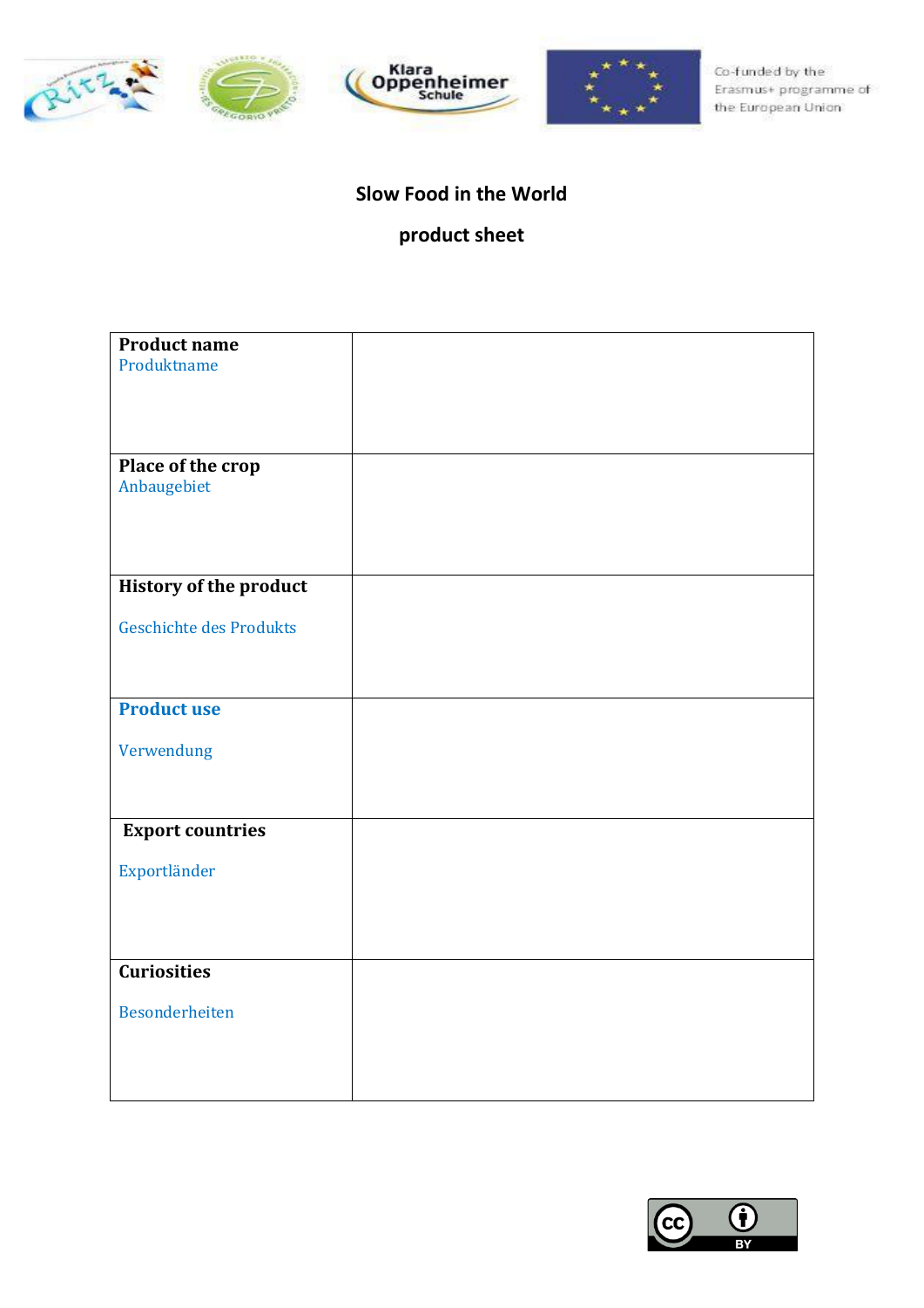Co-funded by the Erasmus+ programme of the European Union

## Slow Food in the World

## product sheet

| **Product name**<br>Produktname | |
|---|---|
| **Place of the crop**<br>Anbaugebiet | |
| **History of the product**<br><br>Geschichte des Produkts | |
| **Product use**<br><br>Verwendung | |
| **Export countries**<br><br>Exportländer | |
| **Curiosities**<br><br>Besonderheiten | |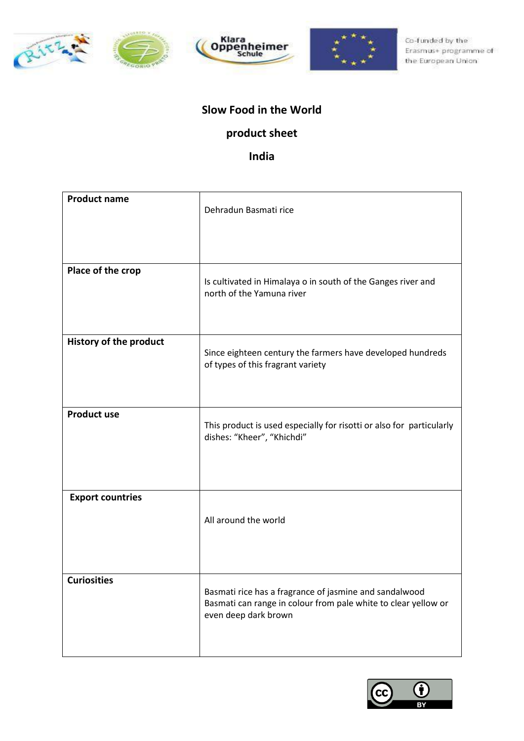**Slow Food in the World**

**product sheet**

**India**

| **Product name** | Dehradun Basmati rice |
|---|---|
| **Place of the crop** | Is cultivated in Himalaya o in south of the Ganges river and north of the Yamuna river |
| **History of the product** | Since eighteen century the farmers have developed hundreds of types of this fragrant variety |
| **Product use** | This product is used especially for risotti or also for particularly dishes: “Kheer”, “Khichdi” |
| **Export countries** | All around the world |
| **Curiosities** | Basmati rice has a fragrance of jasmine and sandalwood Basmati can range in colour from pale white to clear yellow or even deep dark brown |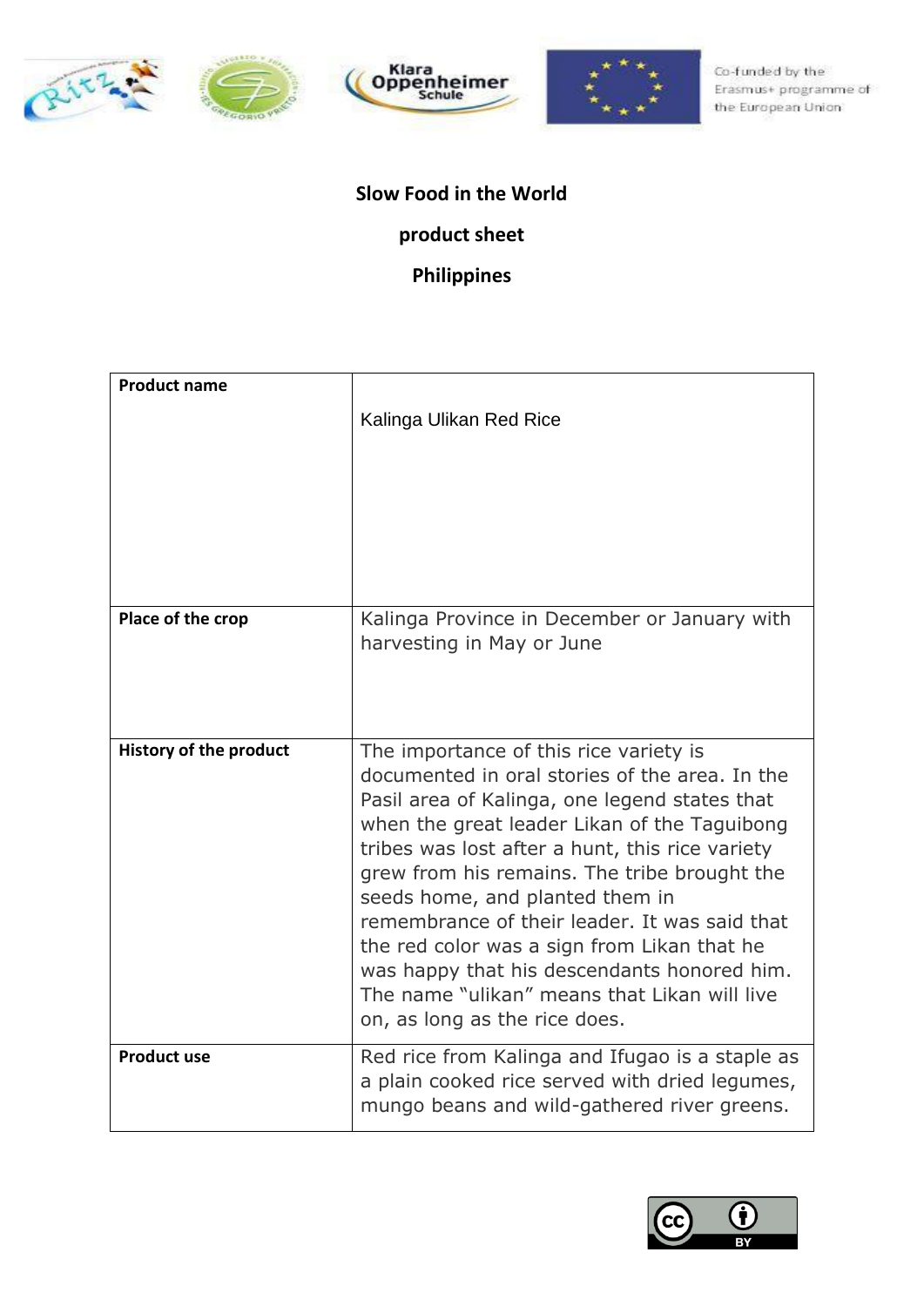**Slow Food in the World**

**product sheet**

**Philippines**

| **Product name** | Kalinga Ulikan Red Rice |
|---|---|
| **Place of the crop** | Kalinga Province in December or January with harvesting in May or June |
| **History of the product** | The importance of this rice variety is documented in oral stories of the area. In the Pasil area of Kalinga, one legend states that when the great leader Likan of the Taguibong tribes was lost after a hunt, this rice variety grew from his remains. The tribe brought the seeds home, and planted them in remembrance of their leader. It was said that the red color was a sign from Likan that he was happy that his descendants honored him. The name "ulikan" means that Likan will live on, as long as the rice does. |
| **Product use** | Red rice from Kalinga and Ifugao is a staple as a plain cooked rice served with dried legumes, mungo beans and wild-gathered river greens. |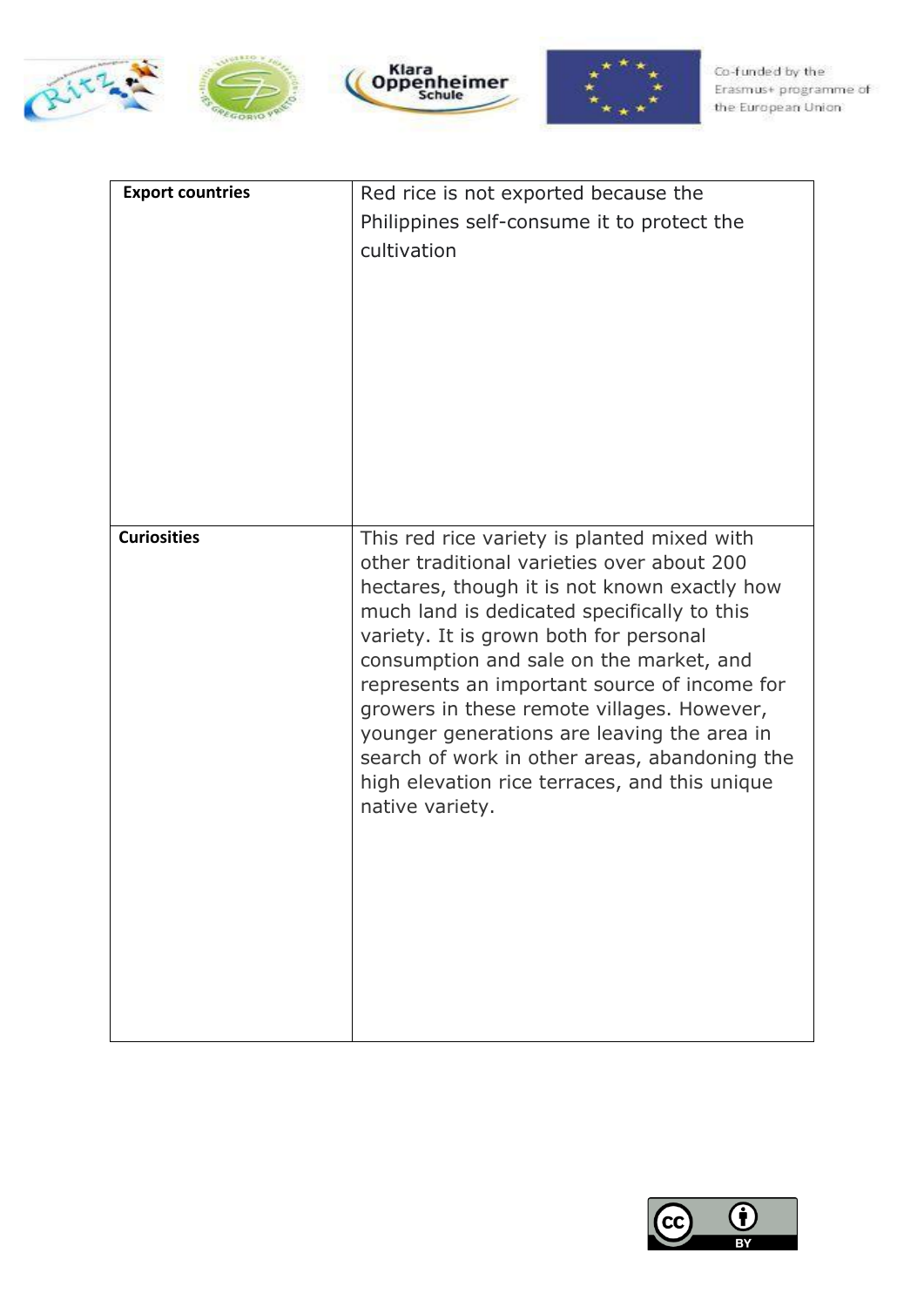| **Export countries** | Red rice is not exported because the Philippines self-consume it to protect the cultivation |
|---|---|
| **Curiosities** | This red rice variety is planted mixed with other traditional varieties over about 200 hectares, though it is not known exactly how much land is dedicated specifically to this variety. It is grown both for personal consumption and sale on the market, and represents an important source of income for growers in these remote villages. However, younger generations are leaving the area in search of work in other areas, abandoning the high elevation rice terraces, and this unique native variety. |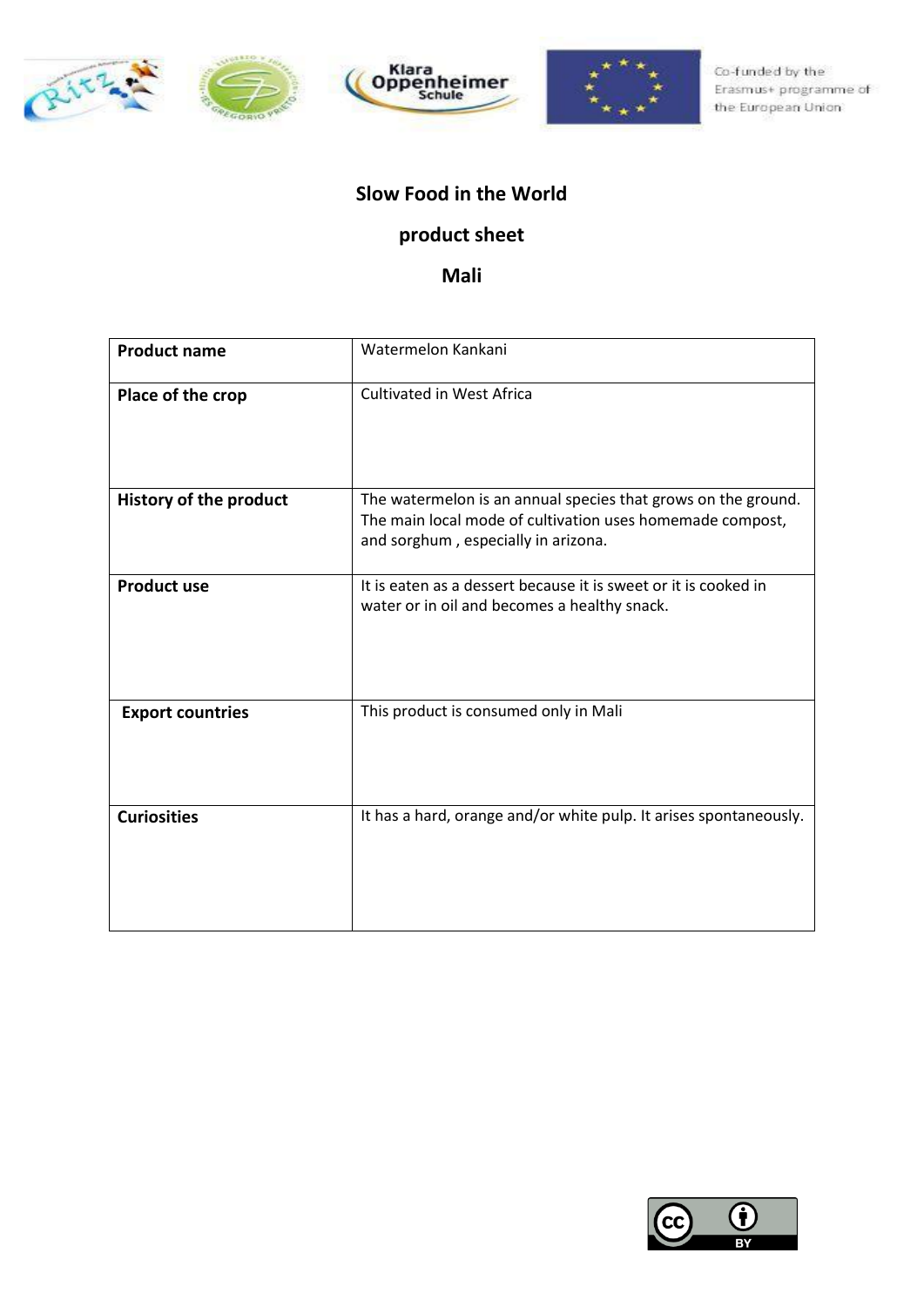**Slow Food in the World**

**product sheet**

**Mali**

| **Product name** | Watermelon Kankani |
|---|---|
| **Place of the crop** | Cultivated in West Africa |
| **History of the product** | The watermelon is an annual species that grows on the ground. The main local mode of cultivation uses homemade compost, and sorghum , especially in arizona. |
| **Product use** | It is eaten as a dessert because it is sweet or it is cooked in water or in oil and becomes a healthy snack. |
| **Export countries** | This product is consumed only in Mali |
| **Curiosities** | It has a hard, orange and/or white pulp. It arises spontaneously. |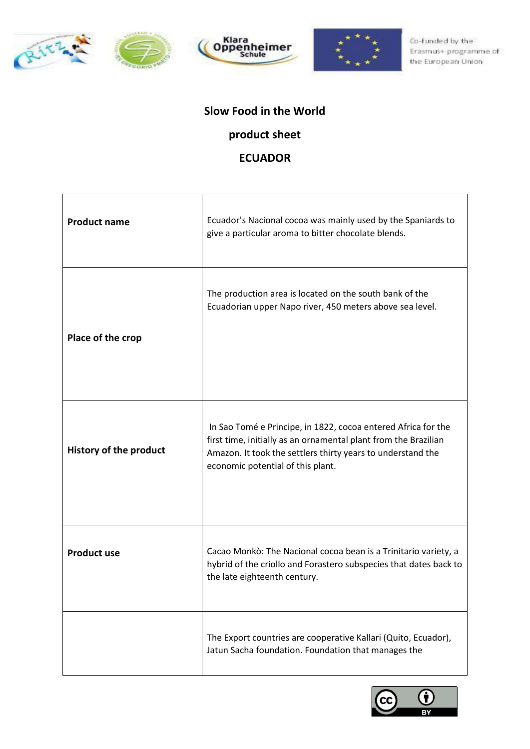**Slow Food in the World**

**product sheet**

**ECUADOR**

| | |
|---|---|
| **Product name** | Ecuador's Nacional cocoa was mainly used by the Spaniards to give a particular aroma to bitter chocolate blends. |
| **Place of the crop** | The production area is located on the south bank of the Ecuadorian upper Napo river, 450 meters above sea level. |
| **History of the product** | In Sao Tomé e Principe, in 1822, cocoa entered Africa for the first time, initially as an ornamental plant from the Brazilian Amazon. It took the settlers thirty years to understand the economic potential of this plant. |
| **Product use** | Cacao Monkò: The Nacional cocoa bean is a Trinitario variety, a hybrid of the criollo and Forastero subspecies that dates back to the late eighteenth century. |
| | The Export countries are cooperative Kallari (Quito, Ecuador), Jatun Sacha foundation. Foundation that manages the |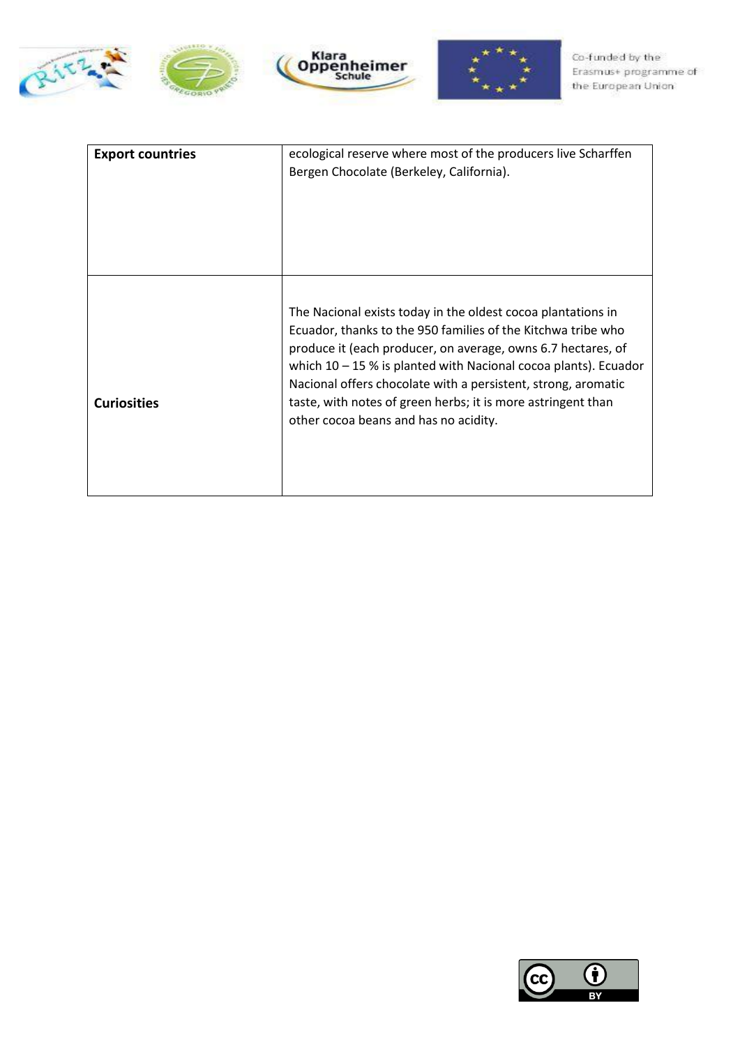| | |
|---|---|
| **Export countries** | ecological reserve where most of the producers live Scharffen Bergen Chocolate (Berkeley, California). |
| **Curiosities** | The Nacional exists today in the oldest cocoa plantations in Ecuador, thanks to the 950 families of the Kitchwa tribe who produce it (each producer, on average, owns 6.7 hectares, of which 10 – 15 % is planted with Nacional cocoa plants). Ecuador Nacional offers chocolate with a persistent, strong, aromatic taste, with notes of green herbs; it is more astringent than other cocoa beans and has no acidity. |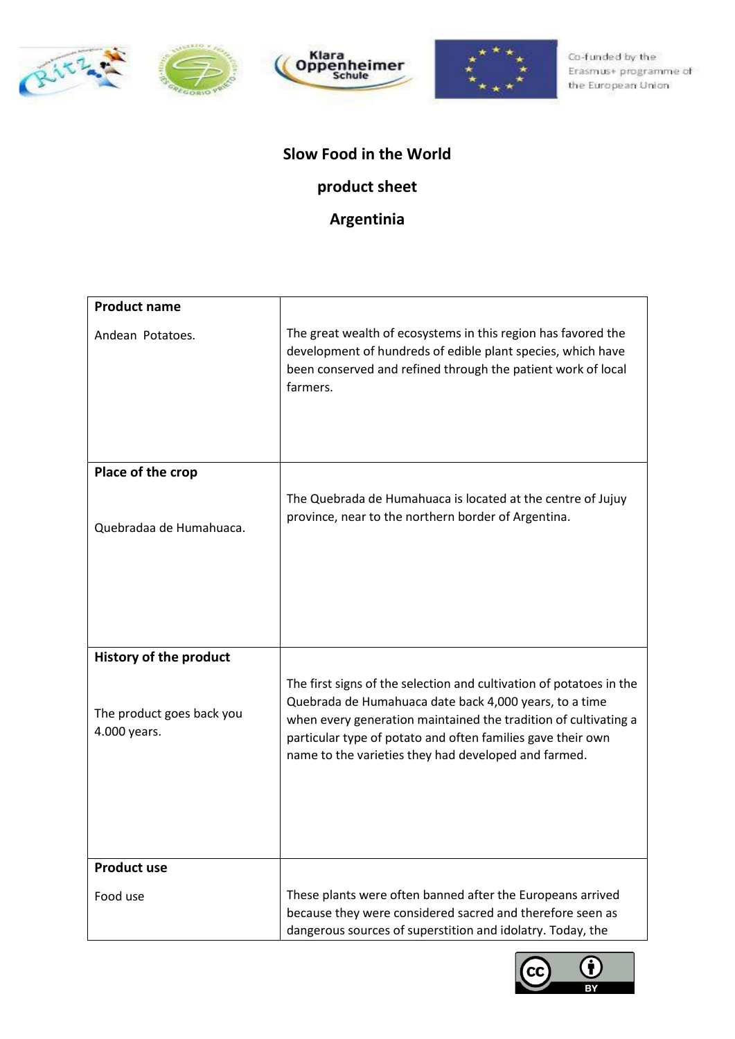**Slow Food in the World**

**product sheet**

**Argentinia**

| **Product name**<br><br>Andean Potatoes. | The great wealth of ecosystems in this region has favored the development of hundreds of edible plant species, which have been conserved and refined through the patient work of local farmers. |
|---|---|
| **Place of the crop**<br><br>Quebradaa de Humahuaca. | The Quebrada de Humahuaca is located at the centre of Jujuy province, near to the northern border of Argentina. |
| **History of the product**<br><br>The product goes back you 4.000 years. | The first signs of the selection and cultivation of potatoes in the Quebrada de Humahuaca date back 4,000 years, to a time when every generation maintained the tradition of cultivating a particular type of potato and often families gave their own name to the varieties they had developed and farmed. |
| **Product use**<br><br>Food use | These plants were often banned after the Europeans arrived because they were considered sacred and therefore seen as dangerous sources of superstition and idolatry. Today, the |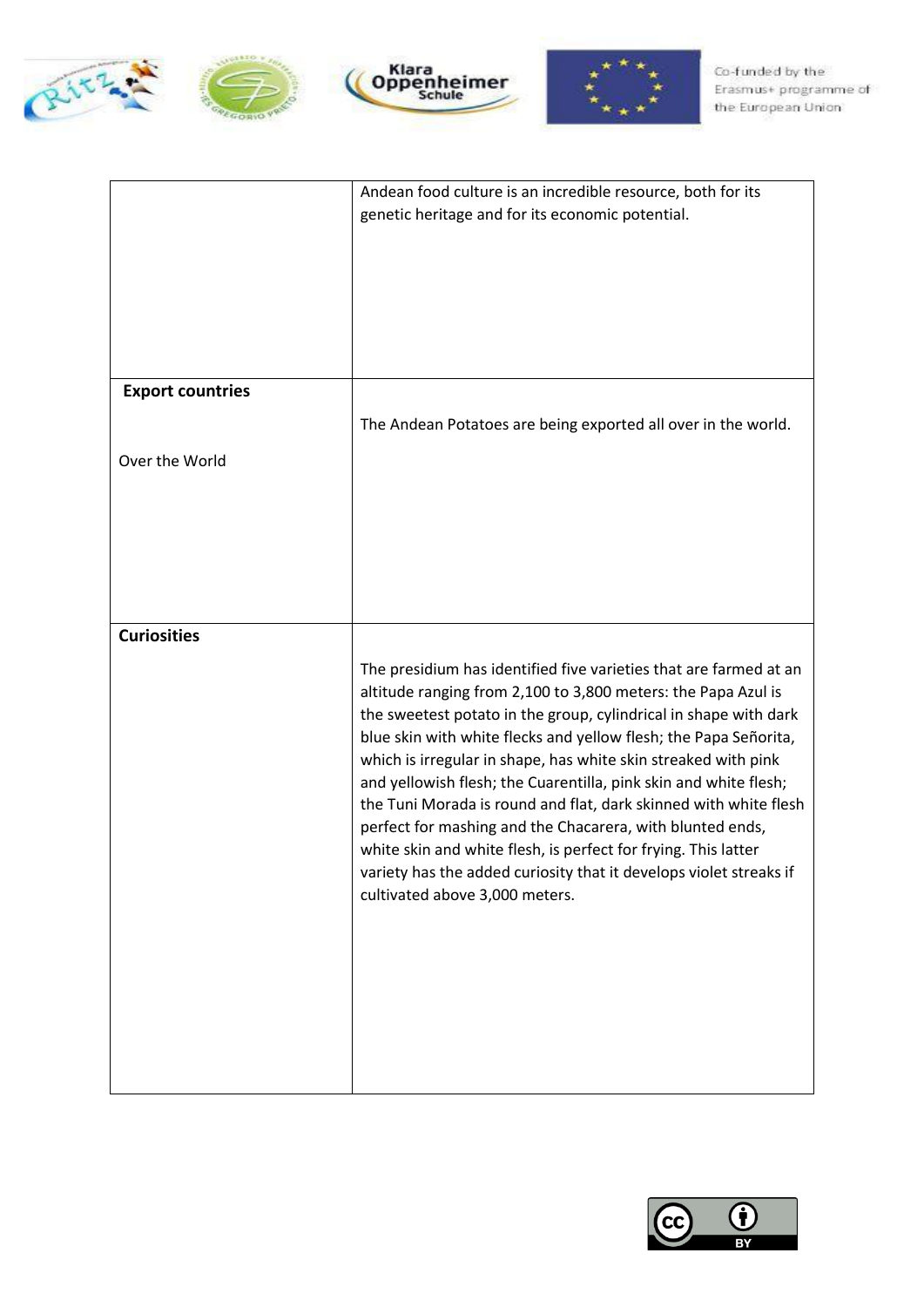| | |
|---|---|
| | Andean food culture is an incredible resource, both for its genetic heritage and for its economic potential. |
| **Export countries**<br><br>Over the World | The Andean Potatoes are being exported all over in the world. |
| **Curiosities** | The presidium has identified five varieties that are farmed at an altitude ranging from 2,100 to 3,800 meters: the Papa Azul is the sweetest potato in the group, cylindrical in shape with dark blue skin with white flecks and yellow flesh; the Papa Señorita, which is irregular in shape, has white skin streaked with pink and yellowish flesh; the Cuarentilla, pink skin and white flesh; the Tuni Morada is round and flat, dark skinned with white flesh perfect for mashing and the Chacarera, with blunted ends, white skin and white flesh, is perfect for frying. This latter variety has the added curiosity that it develops violet streaks if cultivated above 3,000 meters. |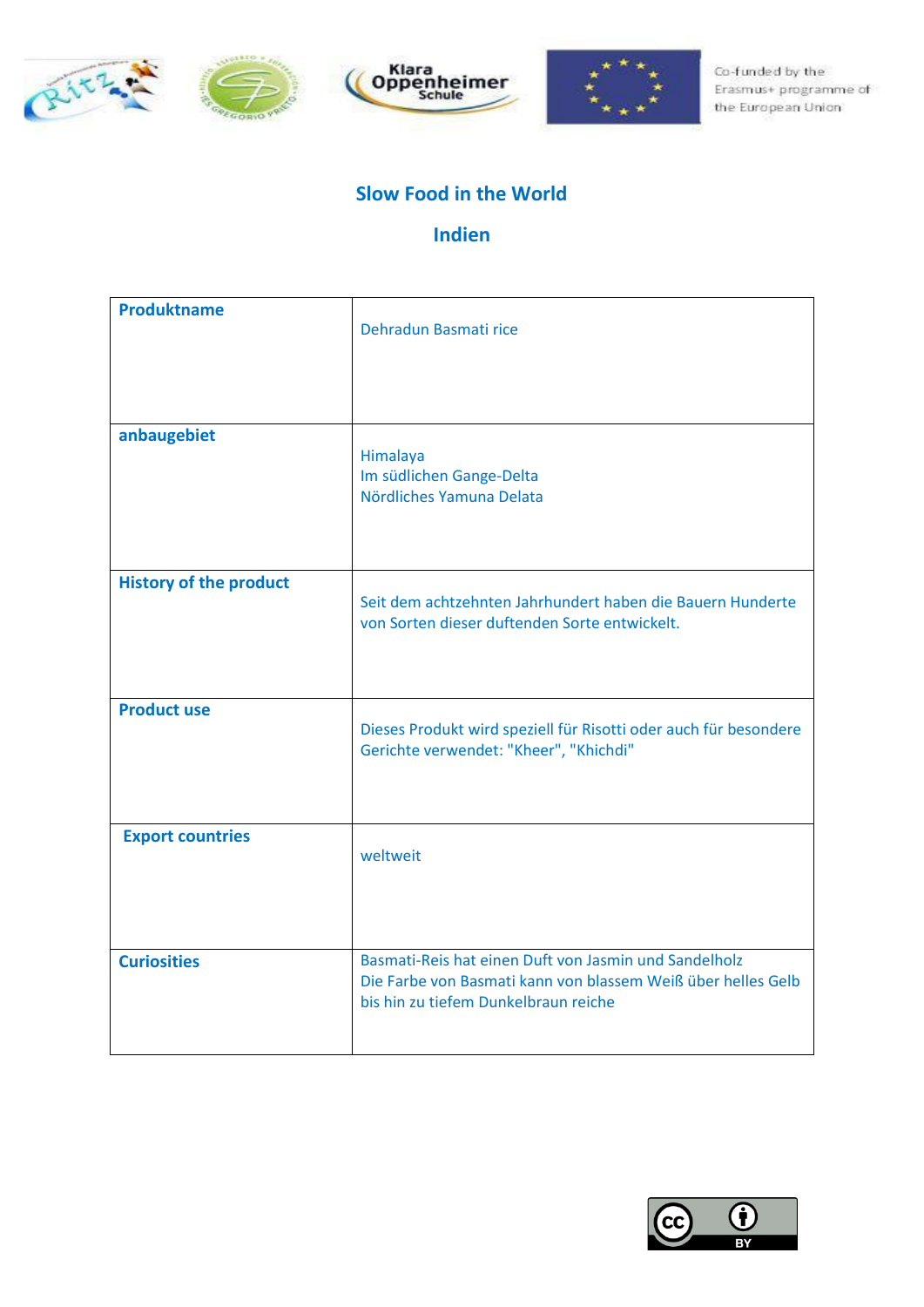## Slow Food in the World

## Indien

| Produktname | Dehradun Basmati rice |
|---|---|
| anbaugebiet | Himalaya<br>Im südlichen Gange-Delta<br>Nördliches Yamuna Delata |
| History of the product | Seit dem achtzehnten Jahrhundert haben die Bauern Hunderte von Sorten dieser duftenden Sorte entwickelt. |
| Product use | Dieses Produkt wird speziell für Risotti oder auch für besondere Gerichte verwendet: "Kheer", "Khichdi" |
| Export countries | weltweit |
| Curiosities | Basmati-Reis hat einen Duft von Jasmin und Sandelholz<br>Die Farbe von Basmati kann von blassem Weiß über helles Gelb bis hin zu tiefem Dunkelbraun reiche |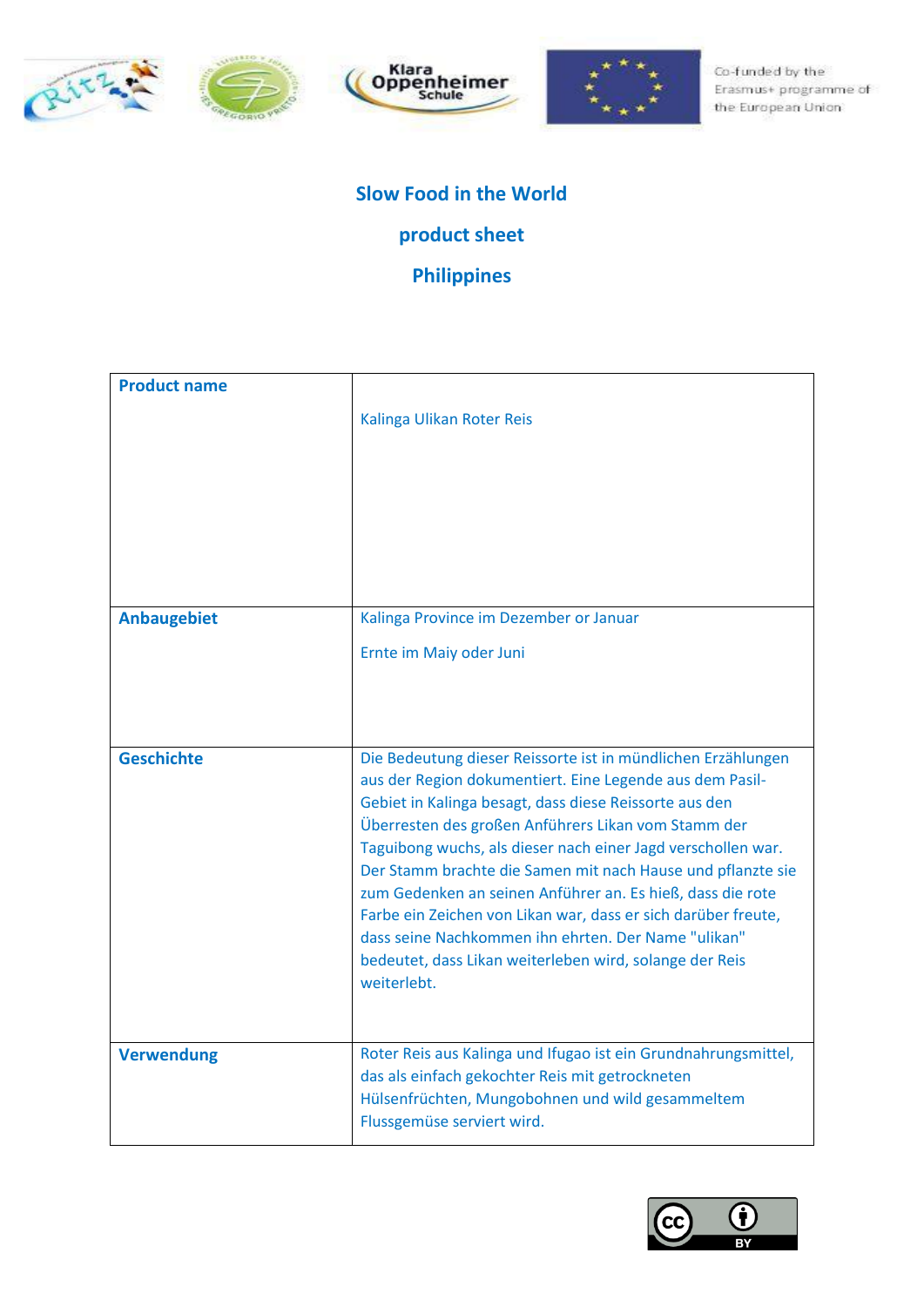Co-funded by the Erasmus+ programme of the European Union

## Slow Food in the World

## product sheet

## Philippines

| **Product name** | Kalinga Ulikan Roter Reis |
|---|---|
| **Anbaugebiet** | Kalinga Province im Dezember or Januar<br><br>Ernte im Maiy oder Juni |
| **Geschichte** | Die Bedeutung dieser Reissorte ist in mündlichen Erzählungen aus der Region dokumentiert. Eine Legende aus dem Pasil-Gebiet in Kalinga besagt, dass diese Reissorte aus den Überresten des großen Anführers Likan vom Stamm der Taguibong wuchs, als dieser nach einer Jagd verschollen war. Der Stamm brachte die Samen mit nach Hause und pflanzte sie zum Gedenken an seinen Anführer an. Es hieß, dass die rote Farbe ein Zeichen von Likan war, dass er sich darüber freute, dass seine Nachkommen ihn ehrten. Der Name "ulikan" bedeutet, dass Likan weiterleben wird, solange der Reis weiterlebt. |
| **Verwendung** | Roter Reis aus Kalinga und Ifugao ist ein Grundnahrungsmittel, das als einfach gekochter Reis mit getrockneten Hülsenfrüchten, Mungobohnen und wild gesammeltem Flussgemüse serviert wird. |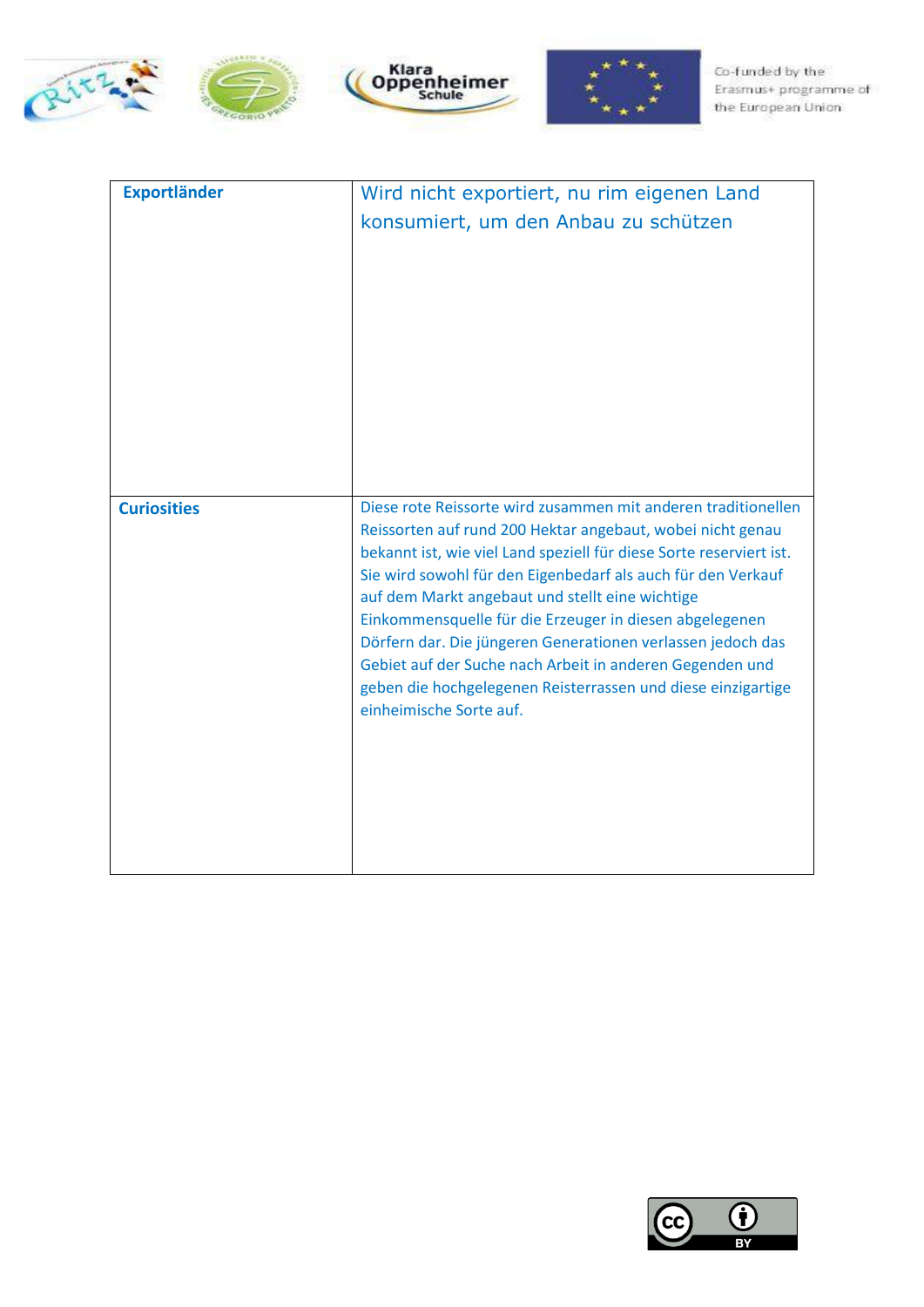| Exportländer | Wird nicht exportiert, nu rim eigenen Land konsumiert, um den Anbau zu schützen |
|---|---|
| **Curiosities** | Diese rote Reissorte wird zusammen mit anderen traditionellen Reissorten auf rund 200 Hektar angebaut, wobei nicht genau bekannt ist, wie viel Land speziell für diese Sorte reserviert ist. Sie wird sowohl für den Eigenbedarf als auch für den Verkauf auf dem Markt angebaut und stellt eine wichtige Einkommensquelle für die Erzeuger in diesen abgelegenen Dörfern dar. Die jüngeren Generationen verlassen jedoch das Gebiet auf der Suche nach Arbeit in anderen Gegenden und geben die hochgelegenen Reisterrassen und diese einzigartige einheimische Sorte auf. |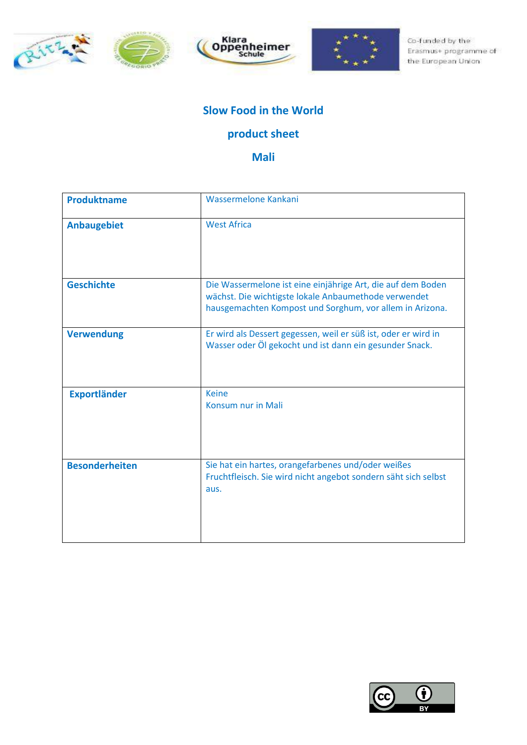Co-funded by the Erasmus+ programme of the European Union

## Slow Food in the World

## product sheet

## Mali

| **Produktname** | Wassermelone Kankani |
|---|---|
| **Anbaugebiet** | West Africa |
| **Geschichte** | Die Wassermelone ist eine einjährige Art, die auf dem Boden wächst. Die wichtigste lokale Anbaumethode verwendet hausgemachten Kompost und Sorghum, vor allem in Arizona. |
| **Verwendung** | Er wird als Dessert gegessen, weil er süß ist, oder er wird in Wasser oder Öl gekocht und ist dann ein gesunder Snack. |
| **Exportländer** | Keine<br>Konsum nur in Mali |
| **Besonderheiten** | Sie hat ein hartes, orangefarbenes und/oder weißes Fruchtfleisch. Sie wird nicht angebot sondern säht sich selbst aus. |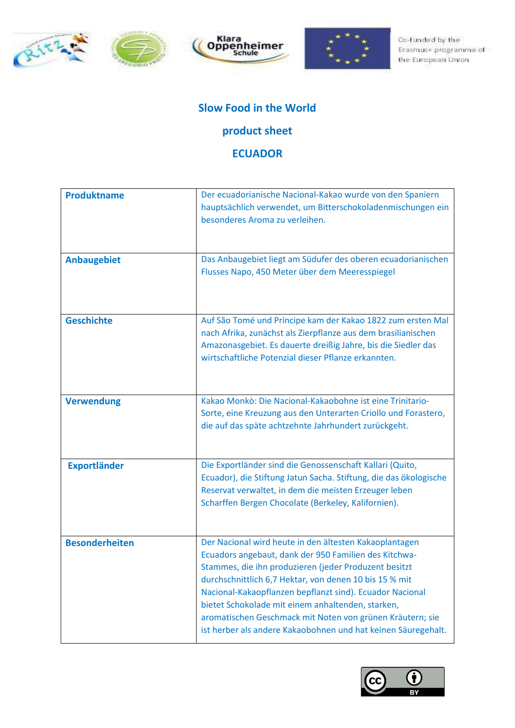Co-funded by the Erasmus+ programme of the European Union

## Slow Food in the World

## product sheet

## ECUADOR

| **Produktname** | Der ecuadorianische Nacional-Kakao wurde von den Spaniern hauptsächlich verwendet, um Bitterschokoladenmischungen ein besonderes Aroma zu verleihen. |
|---|---|
| **Anbaugebiet** | Das Anbaugebiet liegt am Südufer des oberen ecuadorianischen Flusses Napo, 450 Meter über dem Meeresspiegel |
| **Geschichte** | Auf São Tomé und Príncipe kam der Kakao 1822 zum ersten Mal nach Afrika, zunächst als Zierpflanze aus dem brasilianischen Amazonasgebiet. Es dauerte dreißig Jahre, bis die Siedler das wirtschaftliche Potenzial dieser Pflanze erkannten. |
| **Verwendung** | Kakao Monkò: Die Nacional-Kakaobohne ist eine Trinitario-Sorte, eine Kreuzung aus den Unterarten Criollo und Forastero, die auf das späte achtzehnte Jahrhundert zurückgeht. |
| **Exportländer** | Die Exportländer sind die Genossenschaft Kallari (Quito, Ecuador), die Stiftung Jatun Sacha. Stiftung, die das ökologische Reservat verwaltet, in dem die meisten Erzeuger leben Scharffen Bergen Chocolate (Berkeley, Kalifornien). |
| **Besonderheiten** | Der Nacional wird heute in den ältesten Kakaoplantagen Ecuadors angebaut, dank der 950 Familien des Kitchwa-Stammes, die ihn produzieren (jeder Produzent besitzt durchschnittlich 6,7 Hektar, von denen 10 bis 15 % mit Nacional-Kakaopflanzen bepflanzt sind). Ecuador Nacional bietet Schokolade mit einem anhaltenden, starken, aromatischen Geschmack mit Noten von grünen Kräutern; sie ist herber als andere Kakaobohnen und hat keinen Säuregehalt. |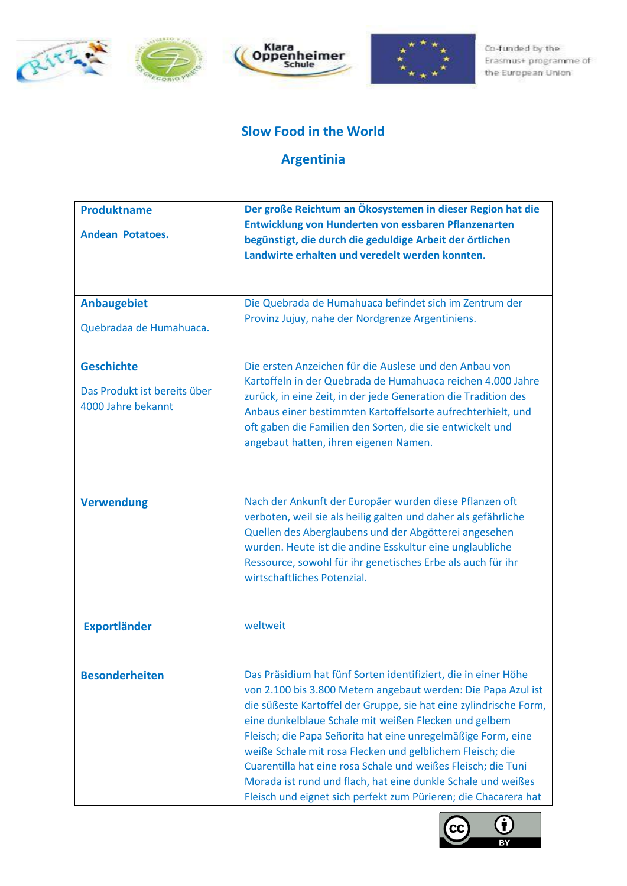## Slow Food in the World

## Argentinia

| **Produktname**<br><br>**Andean Potatoes.** | **Der große Reichtum an Ökosystemen in dieser Region hat die Entwicklung von Hunderten von essbaren Pflanzenarten begünstigt, die durch die geduldige Arbeit der örtlichen Landwirte erhalten und veredelt werden konnten.** |
|---|---|
| **Anbaugebiet**<br><br>Quebradaa de Humahuaca. | Die Quebrada de Humahuaca befindet sich im Zentrum der Provinz Jujuy, nahe der Nordgrenze Argentiniens. |
| **Geschichte**<br><br>Das Produkt ist bereits über 4000 Jahre bekannt | Die ersten Anzeichen für die Auslese und den Anbau von Kartoffeln in der Quebrada de Humahuaca reichen 4.000 Jahre zurück, in eine Zeit, in der jede Generation die Tradition des Anbaus einer bestimmten Kartoffelsorte aufrechterhielt, und oft gaben die Familien den Sorten, die sie entwickelt und angebaut hatten, ihren eigenen Namen. |
| **Verwendung** | Nach der Ankunft der Europäer wurden diese Pflanzen oft verboten, weil sie als heilig galten und daher als gefährliche Quellen des Aberglaubens und der Abgötterei angesehen wurden. Heute ist die andine Esskultur eine unglaubliche Ressource, sowohl für ihr genetisches Erbe als auch für ihr wirtschaftliches Potenzial. |
| **Exportländer** | weltweit |
| **Besonderheiten** | Das Präsidium hat fünf Sorten identifiziert, die in einer Höhe von 2.100 bis 3.800 Metern angebaut werden: Die Papa Azul ist die süßeste Kartoffel der Gruppe, sie hat eine zylindrische Form, eine dunkelblaue Schale mit weißen Flecken und gelbem Fleisch; die Papa Señorita hat eine unregelmäßige Form, eine weiße Schale mit rosa Flecken und gelblichem Fleisch; die Cuarentilla hat eine rosa Schale und weißes Fleisch; die Tuni Morada ist rund und flach, hat eine dunkle Schale und weißes Fleisch und eignet sich perfekt zum Pürieren; die Chacarera hat |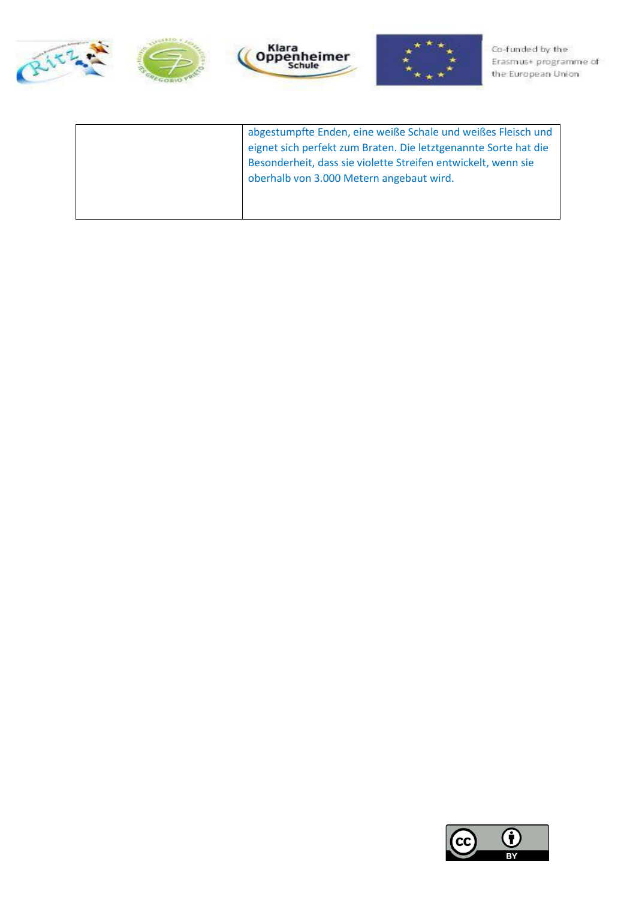|  | abgestumpfte Enden, eine weiße Schale und weißes Fleisch und eignet sich perfekt zum Braten. Die letztgenannte Sorte hat die Besonderheit, dass sie violette Streifen entwickelt, wenn sie oberhalb von 3.000 Metern angebaut wird. |
|---|---|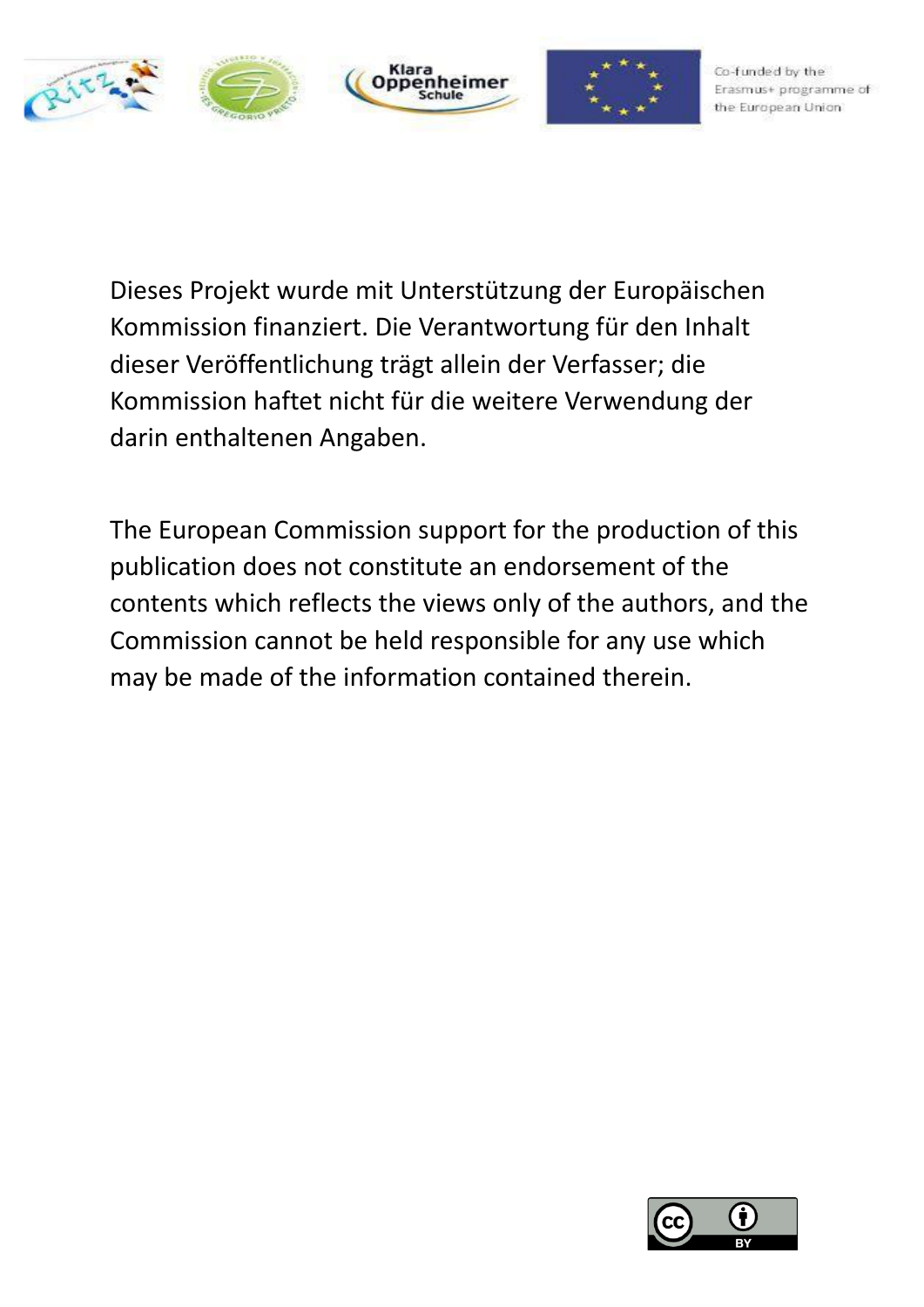Co-funded by the Erasmus+ programme of the European Union

Dieses Projekt wurde mit Unterstützung der Europäischen Kommission finanziert. Die Verantwortung für den Inhalt dieser Veröffentlichung trägt allein der Verfasser; die Kommission haftet nicht für die weitere Verwendung der darin enthaltenen Angaben.

The European Commission support for the production of this publication does not constitute an endorsement of the contents which reflects the views only of the authors, and the Commission cannot be held responsible for any use which may be made of the information contained therein.